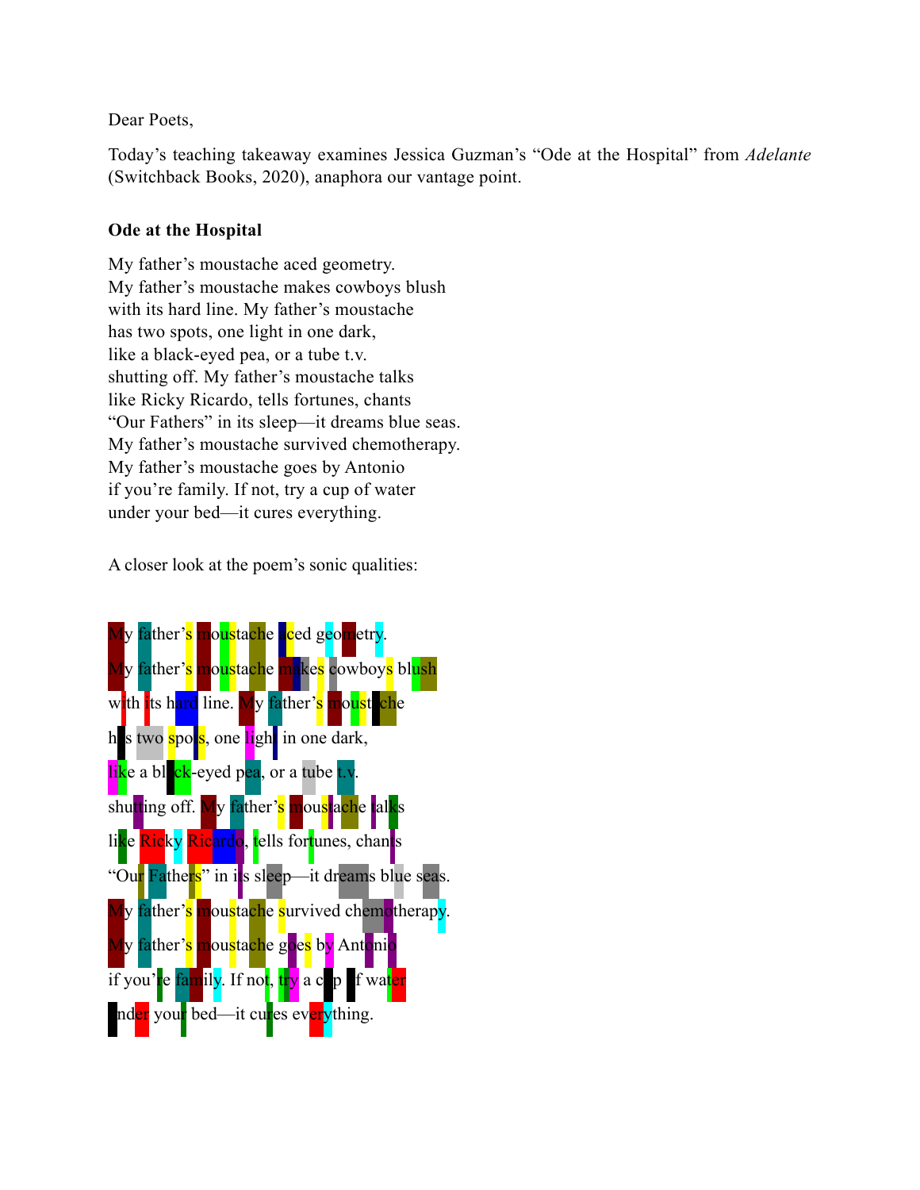Dear Poets,

Today's teaching takeaway examines Jessica Guzman's "Ode at the Hospital" from *Adelante* (Switchback Books, 2020), anaphora our vantage point.

**Ode at the Hospital**

My father's moustache aced geometry.
My father's moustache makes cowboys blush
with its hard line. My father's moustache
has two spots, one light in one dark,
like a black-eyed pea, or a tube t.v.
shutting off. My father's moustache talks
like Ricky Ricardo, tells fortunes, chants
"Our Fathers" in its sleep—it dreams blue seas.
My father's moustache survived chemotherapy.
My father's moustache goes by Antonio
if you're family. If not, try a cup of water
under your bed—it cures everything.

A closer look at the poem's sonic qualities:

My father's moustache aced geometry.
My father's moustache makes cowboys blush
with its hard line. My father's moustache
has two spots, one light in one dark,
like a black-eyed pea, or a tube t.v.
shutting off. My father's moustache talks
like Ricky Ricardo, tells fortunes, chants
"Our Fathers" in its sleep—it dreams blue seas.
My father's moustache survived chemotherapy.
My father's moustache goes by Antonio
if you're family. If not, try a cup of water
under your bed—it cures everything.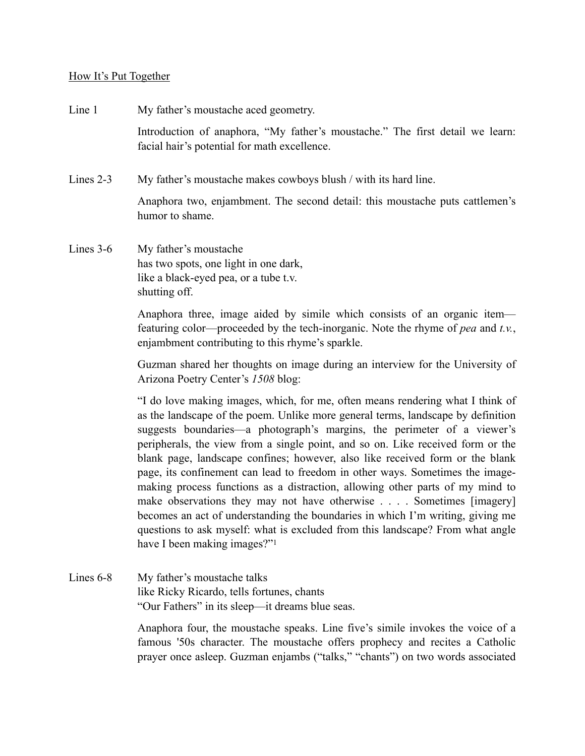How It's Put Together

Line 1 My father's moustache aced geometry.

Introduction of anaphora, "My father's moustache." The first detail we learn: facial hair's potential for math excellence.

Lines 2-3 My father's moustache makes cowboys blush / with its hard line.

Anaphora two, enjambment. The second detail: this moustache puts cattlemen's humor to shame.

Lines 3-6 My father's moustache
has two spots, one light in one dark,
like a black-eyed pea, or a tube t.v.
shutting off.

Anaphora three, image aided by simile which consists of an organic item—featuring color—proceeded by the tech-inorganic. Note the rhyme of *pea* and *t.v.*, enjambment contributing to this rhyme's sparkle.

Guzman shared her thoughts on image during an interview for the University of Arizona Poetry Center's *1508* blog:

"I do love making images, which, for me, often means rendering what I think of as the landscape of the poem. Unlike more general terms, landscape by definition suggests boundaries—a photograph's margins, the perimeter of a viewer's peripherals, the view from a single point, and so on. Like received form or the blank page, landscape confines; however, also like received form or the blank page, its confinement can lead to freedom in other ways. Sometimes the image-making process functions as a distraction, allowing other parts of my mind to make observations they may not have otherwise . . . . Sometimes [imagery] becomes an act of understanding the boundaries in which I'm writing, giving me questions to ask myself: what is excluded from this landscape? From what angle have I been making images?"[1]

Lines 6-8 My father's moustache talks
like Ricky Ricardo, tells fortunes, chants
"Our Fathers" in its sleep—it dreams blue seas.

Anaphora four, the moustache speaks. Line five's simile invokes the voice of a famous '50s character. The moustache offers prophecy and recites a Catholic prayer once asleep. Guzman enjambs ("talks," "chants") on two words associated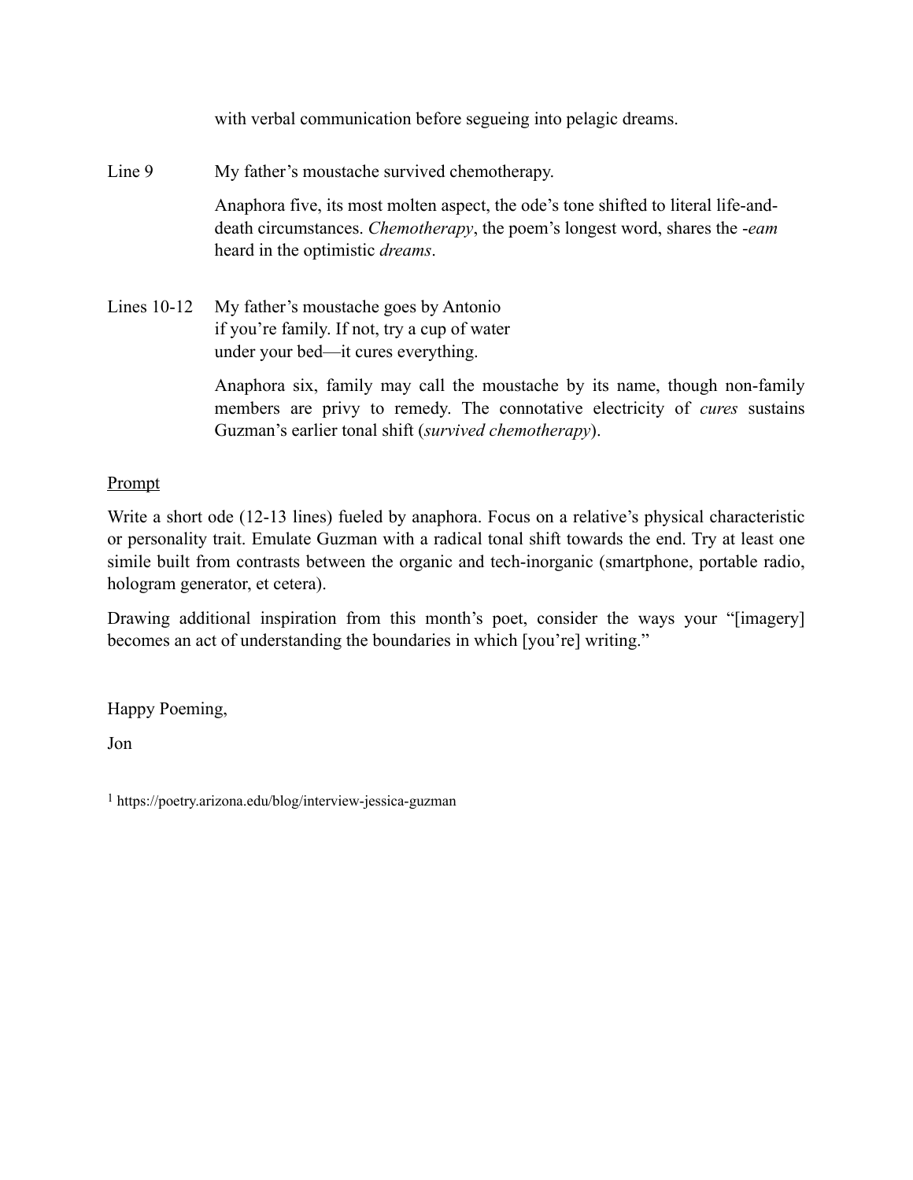with verbal communication before segueing into pelagic dreams.

Line 9 My father's moustache survived chemotherapy.

Anaphora five, its most molten aspect, the ode's tone shifted to literal life-and-death circumstances. *Chemotherapy*, the poem's longest word, shares the *-eam* heard in the optimistic *dreams*.

Lines 10-12 My father's moustache goes by Antonio
if you're family. If not, try a cup of water
under your bed—it cures everything.

Anaphora six, family may call the moustache by its name, though non-family members are privy to remedy. The connotative electricity of *cures* sustains Guzman's earlier tonal shift (*survived chemotherapy*).

Prompt

Write a short ode (12-13 lines) fueled by anaphora. Focus on a relative's physical characteristic or personality trait. Emulate Guzman with a radical tonal shift towards the end. Try at least one simile built from contrasts between the organic and tech-inorganic (smartphone, portable radio, hologram generator, et cetera).

Drawing additional inspiration from this month's poet, consider the ways your "[imagery] becomes an act of understanding the boundaries in which [you're] writing."

Happy Poeming,

Jon

[1] https://poetry.arizona.edu/blog/interview-jessica-guzman